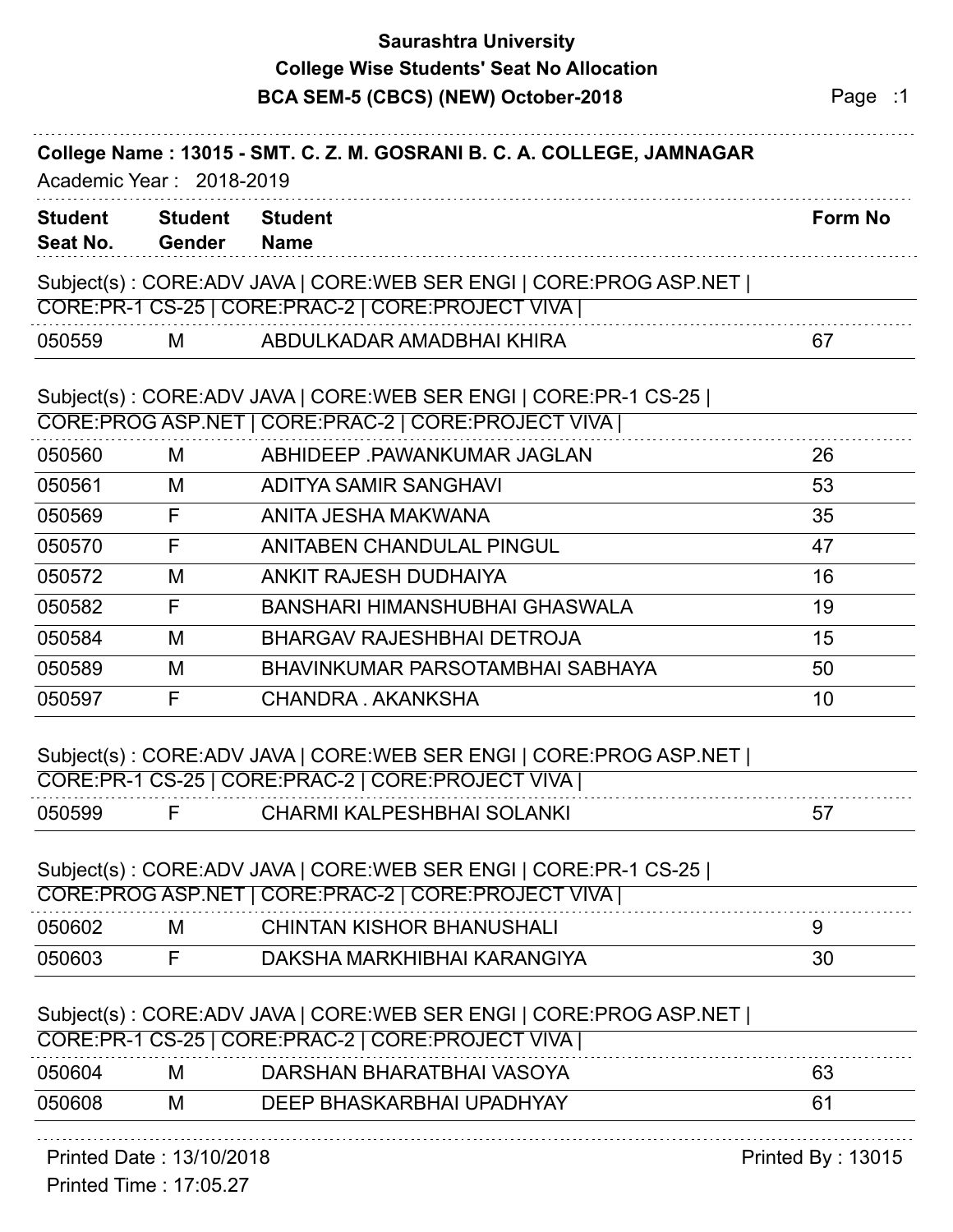# Saurashtra University

## College Wise Students' Seat No Allocation

## BCA SEM-5 (CBCS) (NEW) October-2018

**College Name : 13015 - SMT. C. Z. M. GOSRANI B. C. A. COLLEGE, JAMNAGAR**

Academic Year : 2018-2019

| Student Seat No. | Student Gender | Student Name | Form No |
|---|---|---|---|
| Subject(s) : CORE:ADV JAVA \| CORE:WEB SER ENGI \| CORE:PROG ASP.NET \| CORE:PR-1 CS-25 \| CORE:PRAC-2 \| CORE:PROJECT VIVA \| | | | |
| 050559 | M | ABDULKADAR AMADBHAI KHIRA | 67 |
| Subject(s) : CORE:ADV JAVA \| CORE:WEB SER ENGI \| CORE:PR-1 CS-25 \| CORE:PROG ASP.NET \| CORE:PRAC-2 \| CORE:PROJECT VIVA \| | | | |
| 050560 | M | ABHIDEEP .PAWANKUMAR JAGLAN | 26 |
| 050561 | M | ADITYA SAMIR SANGHAVI | 53 |
| 050569 | F | ANITA JESHA MAKWANA | 35 |
| 050570 | F | ANITABEN CHANDULAL PINGUL | 47 |
| 050572 | M | ANKIT RAJESH DUDHAIYA | 16 |
| 050582 | F | BANSHARI HIMANSHUBHAI GHASWALA | 19 |
| 050584 | M | BHARGAV RAJESHBHAI DETROJA | 15 |
| 050589 | M | BHAVINKUMAR PARSOTAMBHAI SABHAYA | 50 |
| 050597 | F | CHANDRA . AKANKSHA | 10 |
| Subject(s) : CORE:ADV JAVA \| CORE:WEB SER ENGI \| CORE:PROG ASP.NET \| CORE:PR-1 CS-25 \| CORE:PRAC-2 \| CORE:PROJECT VIVA \| | | | |
| 050599 | F | CHARMI KALPESHBHAI SOLANKI | 57 |
| Subject(s) : CORE:ADV JAVA \| CORE:WEB SER ENGI \| CORE:PR-1 CS-25 \| CORE:PROG ASP.NET \| CORE:PRAC-2 \| CORE:PROJECT VIVA \| | | | |
| 050602 | M | CHINTAN KISHOR BHANUSHALI | 9 |
| 050603 | F | DAKSHA MARKHIBHAI KARANGIYA | 30 |
| Subject(s) : CORE:ADV JAVA \| CORE:WEB SER ENGI \| CORE:PROG ASP.NET \| CORE:PR-1 CS-25 \| CORE:PRAC-2 \| CORE:PROJECT VIVA \| | | | |
| 050604 | M | DARSHAN BHARATBHAI VASOYA | 63 |
| 050608 | M | DEEP BHASKARBHAI UPADHYAY | 61 |

Printed Date : 13/10/2018

Printed Time : 17:05.27

Printed By : 13015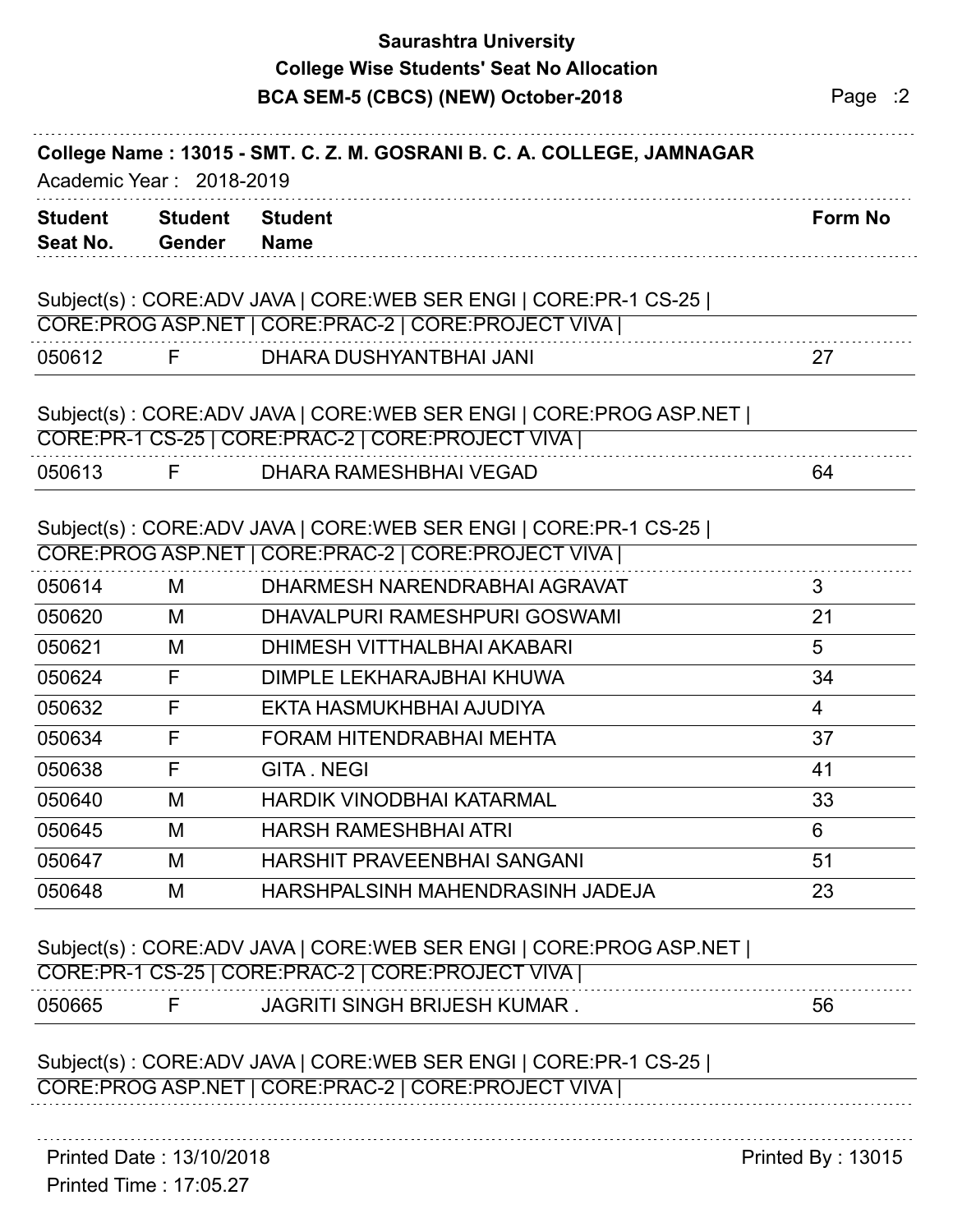**Saurashtra University**

**College Wise Students' Seat No Allocation**

**BCA SEM-5 (CBCS) (NEW) October-2018**

**College Name : 13015 - SMT. C. Z. M. GOSRANI B. C. A. COLLEGE, JAMNAGAR**

Academic Year : 2018-2019

| Student Seat No. | Student Gender | Student Name | Form No |
|---|---|---|---|

Subject(s) : CORE:ADV JAVA | CORE:WEB SER ENGI | CORE:PR-1 CS-25 | CORE:PROG ASP.NET | CORE:PRAC-2 | CORE:PROJECT VIVA |

| Student Seat No. | Student Gender | Student Name | Form No |
|---|---|---|---|
| 050612 | F | DHARA DUSHYANTBHAI JANI | 27 |

Subject(s) : CORE:ADV JAVA | CORE:WEB SER ENGI | CORE:PROG ASP.NET | CORE:PR-1 CS-25 | CORE:PRAC-2 | CORE:PROJECT VIVA |

| Student Seat No. | Student Gender | Student Name | Form No |
|---|---|---|---|
| 050613 | F | DHARA RAMESHBHAI VEGAD | 64 |

Subject(s) : CORE:ADV JAVA | CORE:WEB SER ENGI | CORE:PR-1 CS-25 | CORE:PROG ASP.NET | CORE:PRAC-2 | CORE:PROJECT VIVA |

| Student Seat No. | Student Gender | Student Name | Form No |
|---|---|---|---|
| 050614 | M | DHARMESH NARENDRABHAI AGRAVAT | 3 |
| 050620 | M | DHAVALPURI RAMESHPURI GOSWAMI | 21 |
| 050621 | M | DHIMESH VITTHALBHAI AKABARI | 5 |
| 050624 | F | DIMPLE LEKHARAJBHAI KHUWA | 34 |
| 050632 | F | EKTA HASMUKHBHAI AJUDIYA | 4 |
| 050634 | F | FORAM HITENDRABHAI MEHTA | 37 |
| 050638 | F | GITA . NEGI | 41 |
| 050640 | M | HARDIK VINODBHAI KATARMAL | 33 |
| 050645 | M | HARSH RAMESHBHAI ATRI | 6 |
| 050647 | M | HARSHIT PRAVEENBHAI SANGANI | 51 |
| 050648 | M | HARSHPALSINH MAHENDRASINH JADEJA | 23 |

Subject(s) : CORE:ADV JAVA | CORE:WEB SER ENGI | CORE:PROG ASP.NET | CORE:PR-1 CS-25 | CORE:PRAC-2 | CORE:PROJECT VIVA |

| Student Seat No. | Student Gender | Student Name | Form No |
|---|---|---|---|
| 050665 | F | JAGRITI SINGH BRIJESH KUMAR . | 56 |

Subject(s) : CORE:ADV JAVA | CORE:WEB SER ENGI | CORE:PR-1 CS-25 | CORE:PROG ASP.NET | CORE:PRAC-2 | CORE:PROJECT VIVA |

Printed Date : 13/10/2018

Printed Time : 17:05.27

Printed By : 13015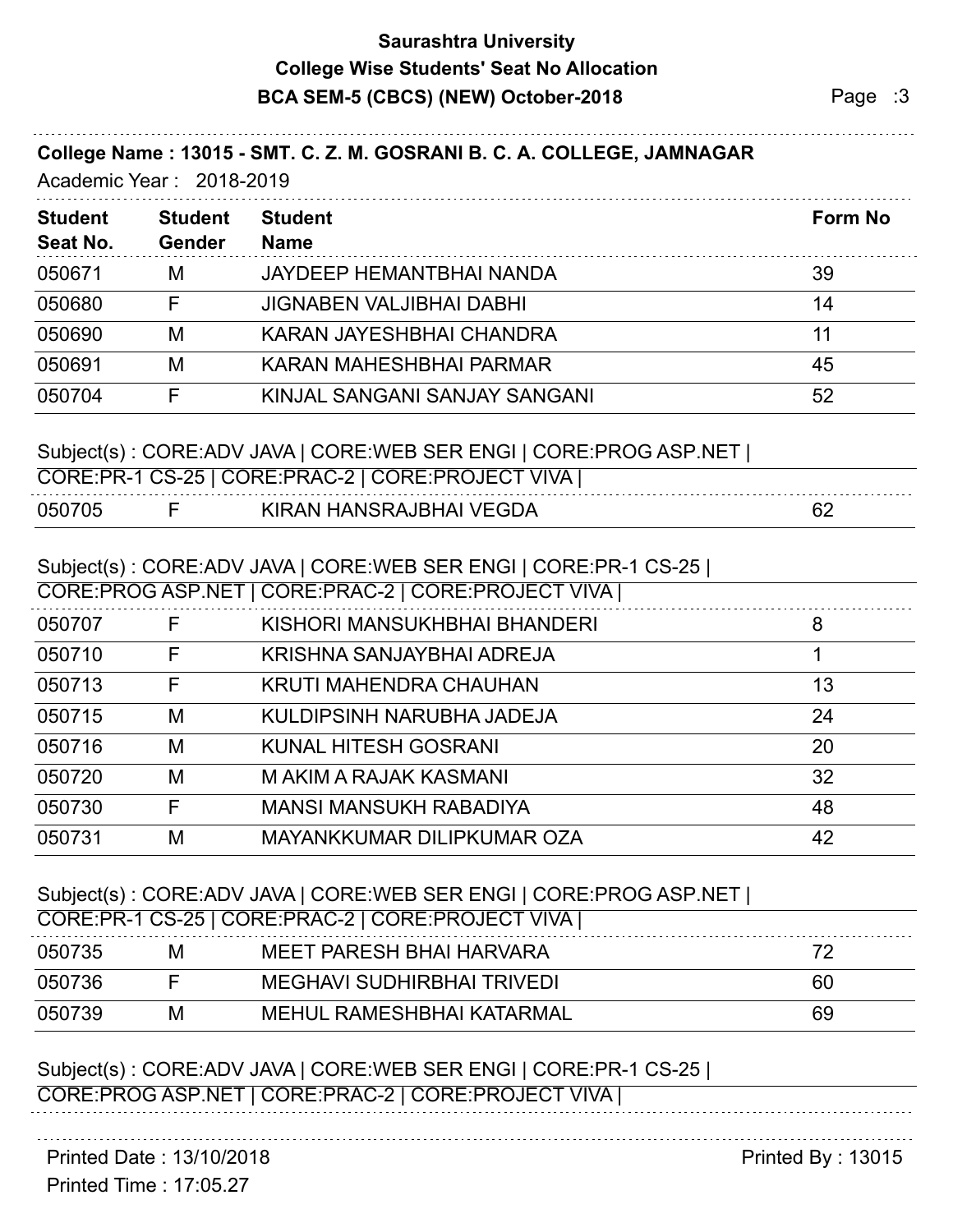# Saurashtra University

## College Wise Students' Seat No Allocation

## BCA SEM-5 (CBCS) (NEW) October-2018

**College Name : 13015 - SMT. C. Z. M. GOSRANI B. C. A. COLLEGE, JAMNAGAR**

Academic Year : 2018-2019

| Student Seat No. | Student Gender | Student Name | Form No |
|---|---|---|---|
| 050671 | M | JAYDEEP HEMANTBHAI NANDA | 39 |
| 050680 | F | JIGNABEN VALJIBHAI DABHI | 14 |
| 050690 | M | KARAN JAYESHBHAI CHANDRA | 11 |
| 050691 | M | KARAN MAHESHBHAI PARMAR | 45 |
| 050704 | F | KINJAL SANGANI SANJAY SANGANI | 52 |

Subject(s) : CORE:ADV JAVA | CORE:WEB SER ENGI | CORE:PROG ASP.NET | CORE:PR-1 CS-25 | CORE:PRAC-2 | CORE:PROJECT VIVA |

| Student Seat No. | Student Gender | Student Name | Form No |
|---|---|---|---|
| 050705 | F | KIRAN HANSRAJBHAI VEGDA | 62 |

Subject(s) : CORE:ADV JAVA | CORE:WEB SER ENGI | CORE:PR-1 CS-25 | CORE:PROG ASP.NET | CORE:PRAC-2 | CORE:PROJECT VIVA |

| Student Seat No. | Student Gender | Student Name | Form No |
|---|---|---|---|
| 050707 | F | KISHORI MANSUKHBHAI BHANDERI | 8 |
| 050710 | F | KRISHNA SANJAYBHAI ADREJA | 1 |
| 050713 | F | KRUTI MAHENDRA CHAUHAN | 13 |
| 050715 | M | KULDIPSINH NARUBHA JADEJA | 24 |
| 050716 | M | KUNAL HITESH GOSRANI | 20 |
| 050720 | M | M AKIM A RAJAK KASMANI | 32 |
| 050730 | F | MANSI MANSUKH RABADIYA | 48 |
| 050731 | M | MAYANKKUMAR DILIPKUMAR OZA | 42 |

Subject(s) : CORE:ADV JAVA | CORE:WEB SER ENGI | CORE:PROG ASP.NET | CORE:PR-1 CS-25 | CORE:PRAC-2 | CORE:PROJECT VIVA |

| Student Seat No. | Student Gender | Student Name | Form No |
|---|---|---|---|
| 050735 | M | MEET PARESH BHAI HARVARA | 72 |
| 050736 | F | MEGHAVI SUDHIRBHAI TRIVEDI | 60 |
| 050739 | M | MEHUL RAMESHBHAI KATARMAL | 69 |

Subject(s) : CORE:ADV JAVA | CORE:WEB SER ENGI | CORE:PR-1 CS-25 | CORE:PROG ASP.NET | CORE:PRAC-2 | CORE:PROJECT VIVA |

Printed Date : 13/10/2018

Printed Time : 17:05.27

Printed By : 13015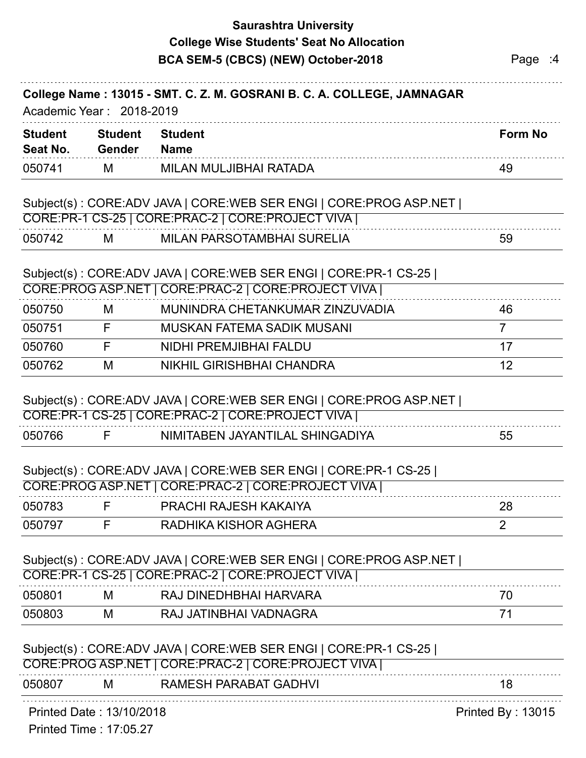# Saurashtra University

## College Wise Students' Seat No Allocation

## BCA SEM-5 (CBCS) (NEW) October-2018

**College Name : 13015 - SMT. C. Z. M. GOSRANI B. C. A. COLLEGE, JAMNAGAR**

Academic Year : 2018-2019

| Student Seat No. | Student Gender | Student Name | Form No |
|---|---|---|---|
| 050741 | M | MILAN MULJIBHAI RATADA | 49 |

Subject(s) : CORE:ADV JAVA | CORE:WEB SER ENGI | CORE:PROG ASP.NET | CORE:PR-1 CS-25 | CORE:PRAC-2 | CORE:PROJECT VIVA |

| Student Seat No. | Student Gender | Student Name | Form No |
|---|---|---|---|
| 050742 | M | MILAN PARSOTAMBHAI SURELIA | 59 |

Subject(s) : CORE:ADV JAVA | CORE:WEB SER ENGI | CORE:PR-1 CS-25 | CORE:PROG ASP.NET | CORE:PRAC-2 | CORE:PROJECT VIVA |

| Student Seat No. | Student Gender | Student Name | Form No |
|---|---|---|---|
| 050750 | M | MUNINDRA CHETANKUMAR ZINZUVADIA | 46 |
| 050751 | F | MUSKAN FATEMA SADIK MUSANI | 7 |
| 050760 | F | NIDHI PREMJIBHAI FALDU | 17 |
| 050762 | M | NIKHIL GIRISHBHAI CHANDRA | 12 |

Subject(s) : CORE:ADV JAVA | CORE:WEB SER ENGI | CORE:PROG ASP.NET | CORE:PR-1 CS-25 | CORE:PRAC-2 | CORE:PROJECT VIVA |

| Student Seat No. | Student Gender | Student Name | Form No |
|---|---|---|---|
| 050766 | F | NIMITABEN JAYANTILAL SHINGADIYA | 55 |

Subject(s) : CORE:ADV JAVA | CORE:WEB SER ENGI | CORE:PR-1 CS-25 | CORE:PROG ASP.NET | CORE:PRAC-2 | CORE:PROJECT VIVA |

| Student Seat No. | Student Gender | Student Name | Form No |
|---|---|---|---|
| 050783 | F | PRACHI RAJESH KAKAIYA | 28 |
| 050797 | F | RADHIKA KISHOR AGHERA | 2 |

Subject(s) : CORE:ADV JAVA | CORE:WEB SER ENGI | CORE:PROG ASP.NET | CORE:PR-1 CS-25 | CORE:PRAC-2 | CORE:PROJECT VIVA |

| Student Seat No. | Student Gender | Student Name | Form No |
|---|---|---|---|
| 050801 | M | RAJ DINEDHBHAI HARVARA | 70 |
| 050803 | M | RAJ JATINBHAI VADNAGRA | 71 |

Subject(s) : CORE:ADV JAVA | CORE:WEB SER ENGI | CORE:PR-1 CS-25 | CORE:PROG ASP.NET | CORE:PRAC-2 | CORE:PROJECT VIVA |

| Student Seat No. | Student Gender | Student Name | Form No |
|---|---|---|---|
| 050807 | M | RAMESH PARABAT GADHVI | 18 |

Printed Date : 13/10/2018

Printed Time : 17:05.27

Printed By : 13015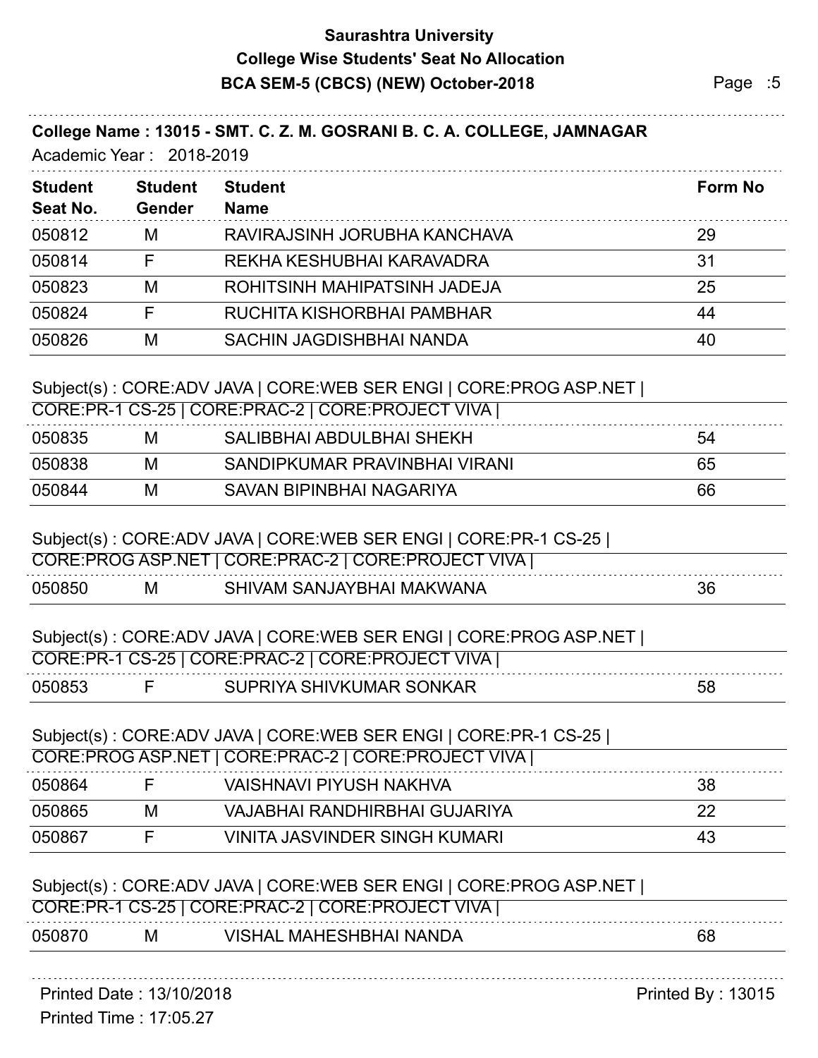**Saurashtra University**
**College Wise Students' Seat No Allocation**
**BCA SEM-5 (CBCS) (NEW) October-2018**

**College Name : 13015 - SMT. C. Z. M. GOSRANI B. C. A. COLLEGE, JAMNAGAR**
Academic Year : 2018-2019

| Student Seat No. | Student Gender | Student Name | Form No |
|---|---|---|---|
| 050812 | M | RAVIRAJSINH JORUBHA KANCHAVA | 29 |
| 050814 | F | REKHA KESHUBHAI KARAVADRA | 31 |
| 050823 | M | ROHITSINH MAHIPATSINH JADEJA | 25 |
| 050824 | F | RUCHITA KISHORBHAI PAMBHAR | 44 |
| 050826 | M | SACHIN JAGDISHBHAI NANDA | 40 |

Subject(s) : CORE:ADV JAVA | CORE:WEB SER ENGI | CORE:PROG ASP.NET | CORE:PR-1 CS-25 | CORE:PRAC-2 | CORE:PROJECT VIVA |

| Student Seat No. | Student Gender | Student Name | Form No |
|---|---|---|---|
| 050835 | M | SALIBBHAI ABDULBHAI SHEKH | 54 |
| 050838 | M | SANDIPKUMAR PRAVINBHAI VIRANI | 65 |
| 050844 | M | SAVAN BIPINBHAI NAGARIYA | 66 |

Subject(s) : CORE:ADV JAVA | CORE:WEB SER ENGI | CORE:PR-1 CS-25 | CORE:PROG ASP.NET | CORE:PRAC-2 | CORE:PROJECT VIVA |

| Student Seat No. | Student Gender | Student Name | Form No |
|---|---|---|---|
| 050850 | M | SHIVAM SANJAYBHAI MAKWANA | 36 |

Subject(s) : CORE:ADV JAVA | CORE:WEB SER ENGI | CORE:PROG ASP.NET | CORE:PR-1 CS-25 | CORE:PRAC-2 | CORE:PROJECT VIVA |

| Student Seat No. | Student Gender | Student Name | Form No |
|---|---|---|---|
| 050853 | F | SUPRIYA SHIVKUMAR SONKAR | 58 |

Subject(s) : CORE:ADV JAVA | CORE:WEB SER ENGI | CORE:PR-1 CS-25 | CORE:PROG ASP.NET | CORE:PRAC-2 | CORE:PROJECT VIVA |

| Student Seat No. | Student Gender | Student Name | Form No |
|---|---|---|---|
| 050864 | F | VAISHNAVI PIYUSH NAKHVA | 38 |
| 050865 | M | VAJABHAI RANDHIRBHAI GUJARIYA | 22 |
| 050867 | F | VINITA JASVINDER SINGH KUMARI | 43 |

Subject(s) : CORE:ADV JAVA | CORE:WEB SER ENGI | CORE:PROG ASP.NET | CORE:PR-1 CS-25 | CORE:PRAC-2 | CORE:PROJECT VIVA |

| Student Seat No. | Student Gender | Student Name | Form No |
|---|---|---|---|
| 050870 | M | VISHAL MAHESHBHAI NANDA | 68 |

Printed Date : 13/10/2018
Printed Time : 17:05.27
Printed By : 13015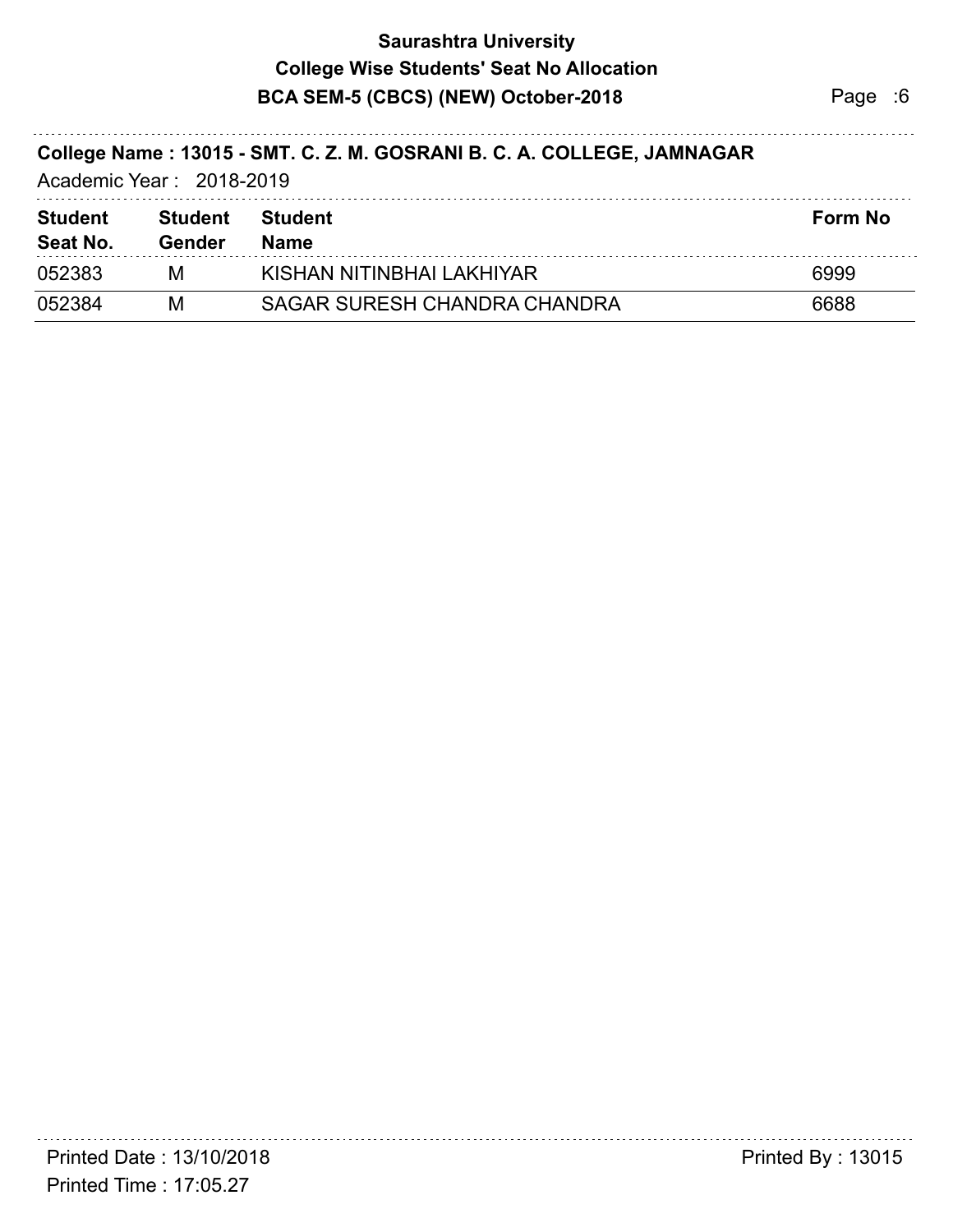# Saurashtra University

## College Wise Students' Seat No Allocation

## BCA SEM-5 (CBCS) (NEW) October-2018

**College Name : 13015 - SMT. C. Z. M. GOSRANI B. C. A. COLLEGE, JAMNAGAR**

Academic Year : 2018-2019

| Student Seat No. | Student Gender | Student Name | Form No |
|---|---|---|---|
| 052383 | M | KISHAN NITINBHAI LAKHIYAR | 6999 |
| 052384 | M | SAGAR SURESH CHANDRA CHANDRA | 6688 |

Printed Date : 13/10/2018

Printed Time : 17:05.27

Printed By : 13015